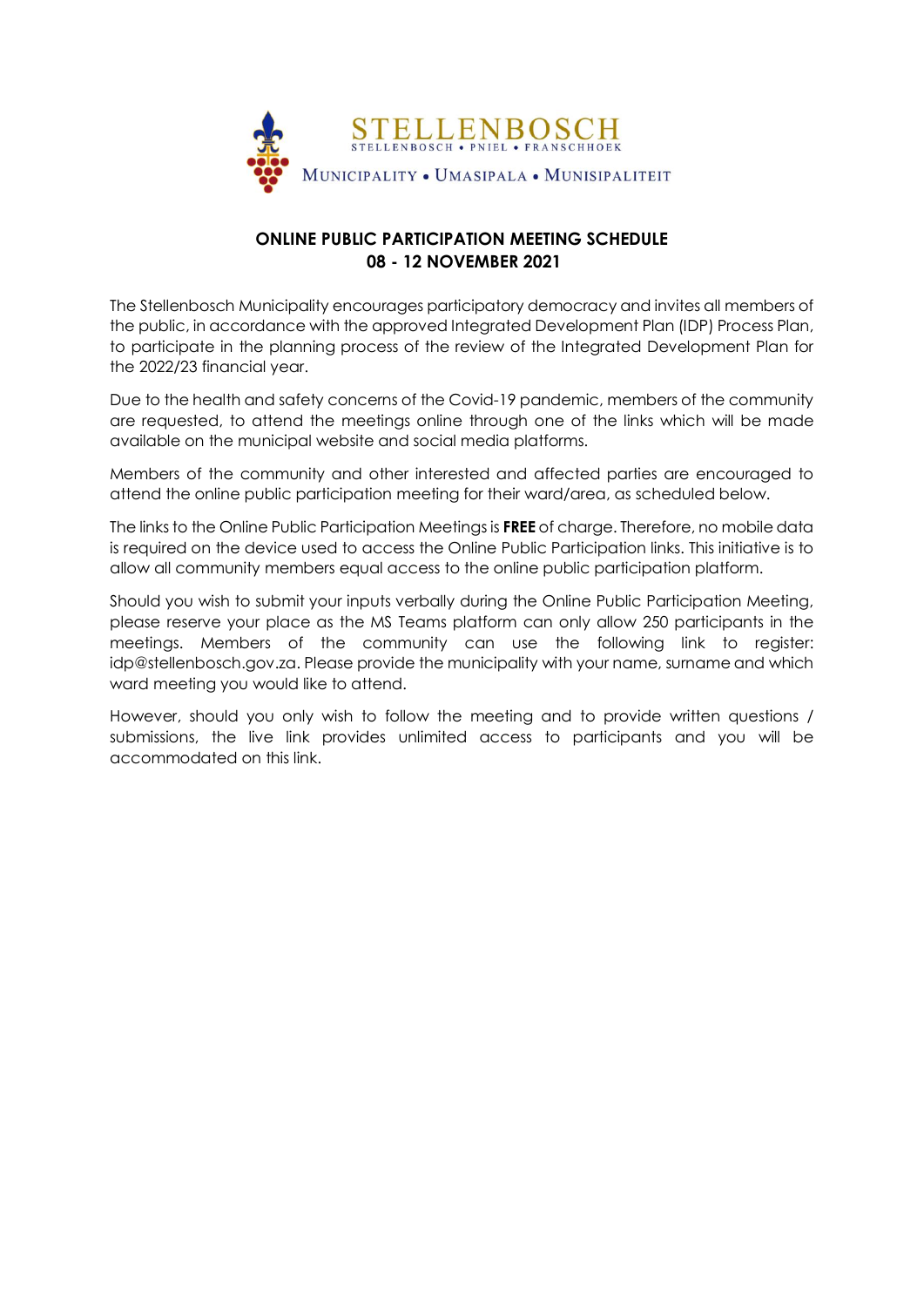STELLENBOSCH

STELLENBOSCH • PNIEL • FRANSCHHOEK

MUNICIPALITY • UMASIPALA • MUNISIPALITEIT

## ONLINE PUBLIC PARTICIPATION MEETING SCHEDULE
## 08 - 12 NOVEMBER 2021

The Stellenbosch Municipality encourages participatory democracy and invites all members of the public, in accordance with the approved Integrated Development Plan (IDP) Process Plan, to participate in the planning process of the review of the Integrated Development Plan for the 2022/23 financial year.

Due to the health and safety concerns of the Covid-19 pandemic, members of the community are requested, to attend the meetings online through one of the links which will be made available on the municipal website and social media platforms.

Members of the community and other interested and affected parties are encouraged to attend the online public participation meeting for their ward/area, as scheduled below.

The links to the Online Public Participation Meetings is **FREE** of charge. Therefore, no mobile data is required on the device used to access the Online Public Participation links. This initiative is to allow all community members equal access to the online public participation platform.

Should you wish to submit your inputs verbally during the Online Public Participation Meeting, please reserve your place as the MS Teams platform can only allow 250 participants in the meetings. Members of the community can use the following link to register: idp@stellenbosch.gov.za. Please provide the municipality with your name, surname and which ward meeting you would like to attend.

However, should you only wish to follow the meeting and to provide written questions / submissions, the live link provides unlimited access to participants and you will be accommodated on this link.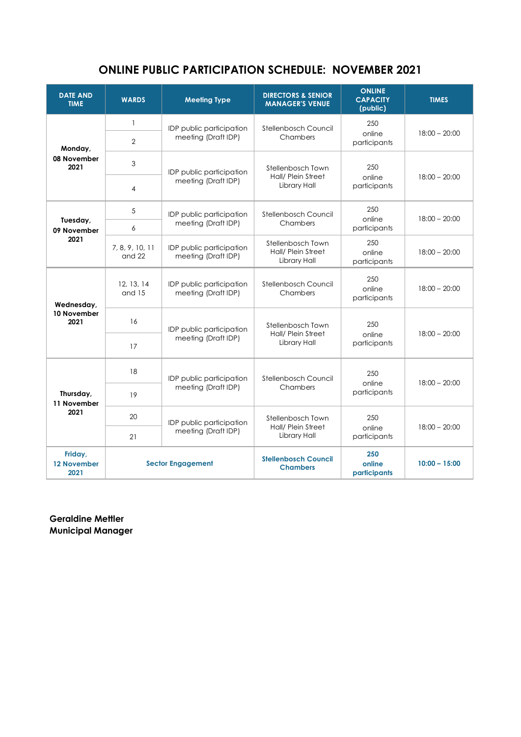# ONLINE PUBLIC PARTICIPATION SCHEDULE: NOVEMBER 2021

| DATE AND TIME | WARDS | Meeting Type | DIRECTORS & SENIOR MANAGER'S VENUE | ONLINE CAPACITY (public) | TIMES |
|---|---|---|---|---|---|
| Monday, 08 November 2021 | 1 | IDP public participation meeting (Draft IDP) | Stellenbosch Council Chambers | 250 online participants | 18:00 – 20:00 |
| | 2 | | | | |
| | 3 | IDP public participation meeting (Draft IDP) | Stellenbosch Town Hall/ Plein Street Library Hall | 250 online participants | 18:00 – 20:00 |
| | 4 | | | | |
| Tuesday, 09 November 2021 | 5 | IDP public participation meeting (Draft IDP) | Stellenbosch Council Chambers | 250 online participants | 18:00 – 20:00 |
| | 6 | | | | |
| | 7, 8, 9, 10, 11 and 22 | IDP public participation meeting (Draft IDP) | Stellenbosch Town Hall/ Plein Street Library Hall | 250 online participants | 18:00 – 20:00 |
| Wednesday, 10 November 2021 | 12, 13, 14 and 15 | IDP public participation meeting (Draft IDP) | Stellenbosch Council Chambers | 250 online participants | 18:00 – 20:00 |
| | 16 | IDP public participation meeting (Draft IDP) | Stellenbosch Town Hall/ Plein Street Library Hall | 250 online participants | 18:00 – 20:00 |
| | 17 | | | | |
| Thursday, 11 November 2021 | 18 | IDP public participation meeting (Draft IDP) | Stellenbosch Council Chambers | 250 online participants | 18:00 – 20:00 |
| | 19 | | | | |
| | 20 | IDP public participation meeting (Draft IDP) | Stellenbosch Town Hall/ Plein Street Library Hall | 250 online participants | 18:00 – 20:00 |
| | 21 | | | | |
| **Friday, 12 November 2021** | **Sector Engagement** | | **Stellenbosch Council Chambers** | **250 online participants** | **10:00 – 15:00** |

**Geraldine Mettler**
**Municipal Manager**